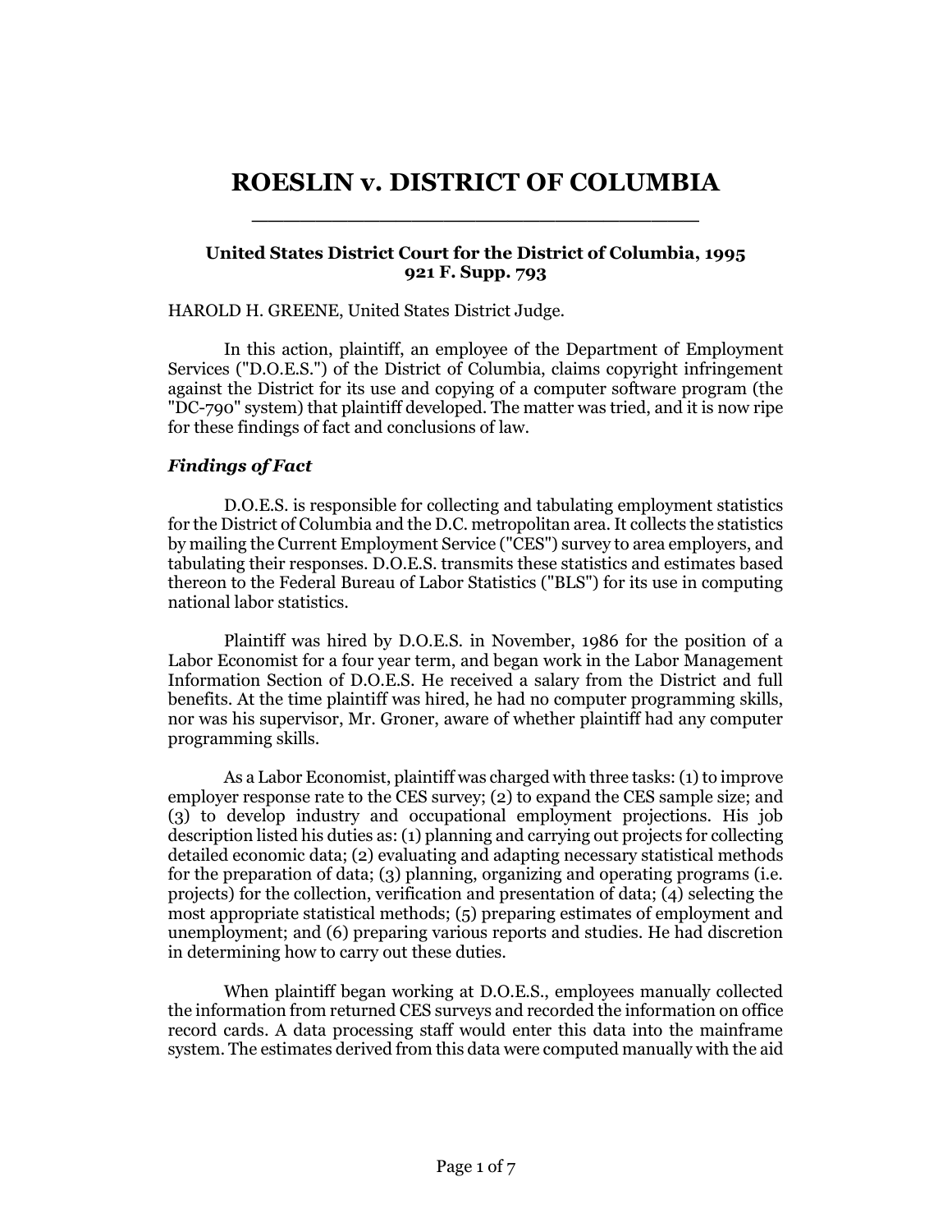# ROESLIN v. DISTRICT OF COLUMBIA

**United States District Court for the District of Columbia, 1995**
**921 F. Supp. 793**

HAROLD H. GREENE, United States District Judge.

In this action, plaintiff, an employee of the Department of Employment Services ("D.O.E.S.") of the District of Columbia, claims copyright infringement against the District for its use and copying of a computer software program (the "DC-790" system) that plaintiff developed. The matter was tried, and it is now ripe for these findings of fact and conclusions of law.

### *Findings of Fact*

D.O.E.S. is responsible for collecting and tabulating employment statistics for the District of Columbia and the D.C. metropolitan area. It collects the statistics by mailing the Current Employment Service ("CES") survey to area employers, and tabulating their responses. D.O.E.S. transmits these statistics and estimates based thereon to the Federal Bureau of Labor Statistics ("BLS") for its use in computing national labor statistics.

Plaintiff was hired by D.O.E.S. in November, 1986 for the position of a Labor Economist for a four year term, and began work in the Labor Management Information Section of D.O.E.S. He received a salary from the District and full benefits. At the time plaintiff was hired, he had no computer programming skills, nor was his supervisor, Mr. Groner, aware of whether plaintiff had any computer programming skills.

As a Labor Economist, plaintiff was charged with three tasks: (1) to improve employer response rate to the CES survey; (2) to expand the CES sample size; and (3) to develop industry and occupational employment projections. His job description listed his duties as: (1) planning and carrying out projects for collecting detailed economic data; (2) evaluating and adapting necessary statistical methods for the preparation of data; (3) planning, organizing and operating programs (i.e. projects) for the collection, verification and presentation of data; (4) selecting the most appropriate statistical methods; (5) preparing estimates of employment and unemployment; and (6) preparing various reports and studies. He had discretion in determining how to carry out these duties.

When plaintiff began working at D.O.E.S., employees manually collected the information from returned CES surveys and recorded the information on office record cards. A data processing staff would enter this data into the mainframe system. The estimates derived from this data were computed manually with the aid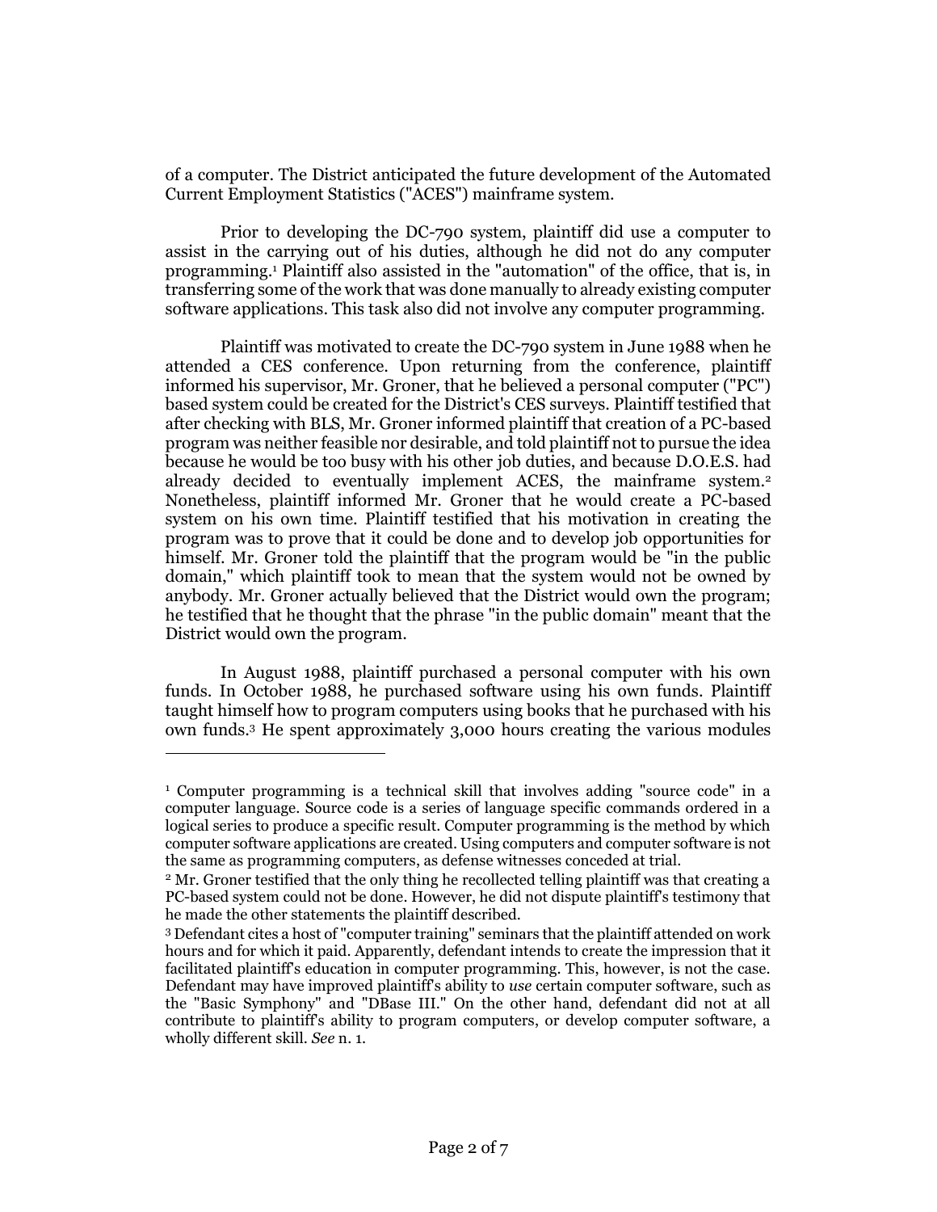of a computer. The District anticipated the future development of the Automated Current Employment Statistics ("ACES") mainframe system.

Prior to developing the DC-790 system, plaintiff did use a computer to assist in the carrying out of his duties, although he did not do any computer programming.[1] Plaintiff also assisted in the "automation" of the office, that is, in transferring some of the work that was done manually to already existing computer software applications. This task also did not involve any computer programming.

Plaintiff was motivated to create the DC-790 system in June 1988 when he attended a CES conference. Upon returning from the conference, plaintiff informed his supervisor, Mr. Groner, that he believed a personal computer ("PC") based system could be created for the District's CES surveys. Plaintiff testified that after checking with BLS, Mr. Groner informed plaintiff that creation of a PC-based program was neither feasible nor desirable, and told plaintiff not to pursue the idea because he would be too busy with his other job duties, and because D.O.E.S. had already decided to eventually implement ACES, the mainframe system.[2] Nonetheless, plaintiff informed Mr. Groner that he would create a PC-based system on his own time. Plaintiff testified that his motivation in creating the program was to prove that it could be done and to develop job opportunities for himself. Mr. Groner told the plaintiff that the program would be "in the public domain," which plaintiff took to mean that the system would not be owned by anybody. Mr. Groner actually believed that the District would own the program; he testified that he thought that the phrase "in the public domain" meant that the District would own the program.

In August 1988, plaintiff purchased a personal computer with his own funds. In October 1988, he purchased software using his own funds. Plaintiff taught himself how to program computers using books that he purchased with his own funds.[3] He spent approximately 3,000 hours creating the various modules

---

[1] Computer programming is a technical skill that involves adding "source code" in a computer language. Source code is a series of language specific commands ordered in a logical series to produce a specific result. Computer programming is the method by which computer software applications are created. Using computers and computer software is not the same as programming computers, as defense witnesses conceded at trial.

[2] Mr. Groner testified that the only thing he recollected telling plaintiff was that creating a PC-based system could not be done. However, he did not dispute plaintiff's testimony that he made the other statements the plaintiff described.

[3] Defendant cites a host of "computer training" seminars that the plaintiff attended on work hours and for which it paid. Apparently, defendant intends to create the impression that it facilitated plaintiff's education in computer programming. This, however, is not the case. Defendant may have improved plaintiff's ability to *use* certain computer software, such as the "Basic Symphony" and "DBase III." On the other hand, defendant did not at all contribute to plaintiff's ability to program computers, or develop computer software, a wholly different skill. *See* n. 1.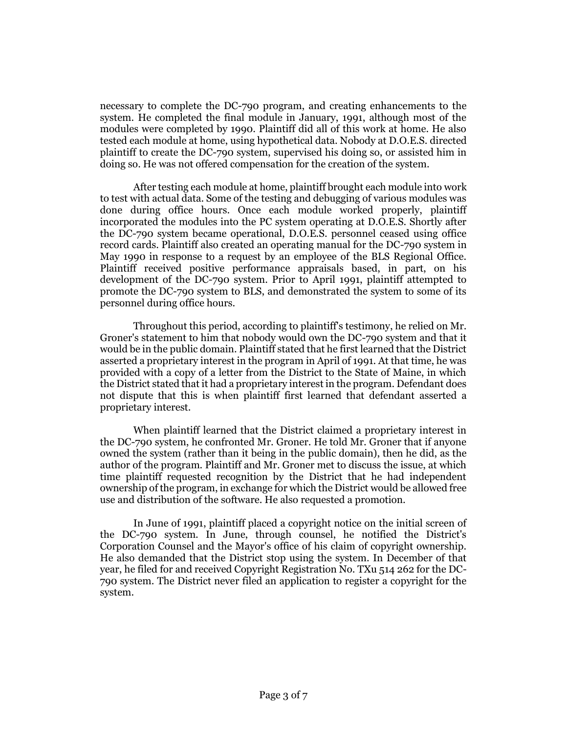necessary to complete the DC-790 program, and creating enhancements to the system. He completed the final module in January, 1991, although most of the modules were completed by 1990. Plaintiff did all of this work at home. He also tested each module at home, using hypothetical data. Nobody at D.O.E.S. directed plaintiff to create the DC-790 system, supervised his doing so, or assisted him in doing so. He was not offered compensation for the creation of the system.

After testing each module at home, plaintiff brought each module into work to test with actual data. Some of the testing and debugging of various modules was done during office hours. Once each module worked properly, plaintiff incorporated the modules into the PC system operating at D.O.E.S. Shortly after the DC-790 system became operational, D.O.E.S. personnel ceased using office record cards. Plaintiff also created an operating manual for the DC-790 system in May 1990 in response to a request by an employee of the BLS Regional Office. Plaintiff received positive performance appraisals based, in part, on his development of the DC-790 system. Prior to April 1991, plaintiff attempted to promote the DC-790 system to BLS, and demonstrated the system to some of its personnel during office hours.

Throughout this period, according to plaintiff's testimony, he relied on Mr. Groner's statement to him that nobody would own the DC-790 system and that it would be in the public domain. Plaintiff stated that he first learned that the District asserted a proprietary interest in the program in April of 1991. At that time, he was provided with a copy of a letter from the District to the State of Maine, in which the District stated that it had a proprietary interest in the program. Defendant does not dispute that this is when plaintiff first learned that defendant asserted a proprietary interest.

When plaintiff learned that the District claimed a proprietary interest in the DC-790 system, he confronted Mr. Groner. He told Mr. Groner that if anyone owned the system (rather than it being in the public domain), then he did, as the author of the program. Plaintiff and Mr. Groner met to discuss the issue, at which time plaintiff requested recognition by the District that he had independent ownership of the program, in exchange for which the District would be allowed free use and distribution of the software. He also requested a promotion.

In June of 1991, plaintiff placed a copyright notice on the initial screen of the DC-790 system. In June, through counsel, he notified the District's Corporation Counsel and the Mayor's office of his claim of copyright ownership. He also demanded that the District stop using the system. In December of that year, he filed for and received Copyright Registration No. TXu 514 262 for the DC-790 system. The District never filed an application to register a copyright for the system.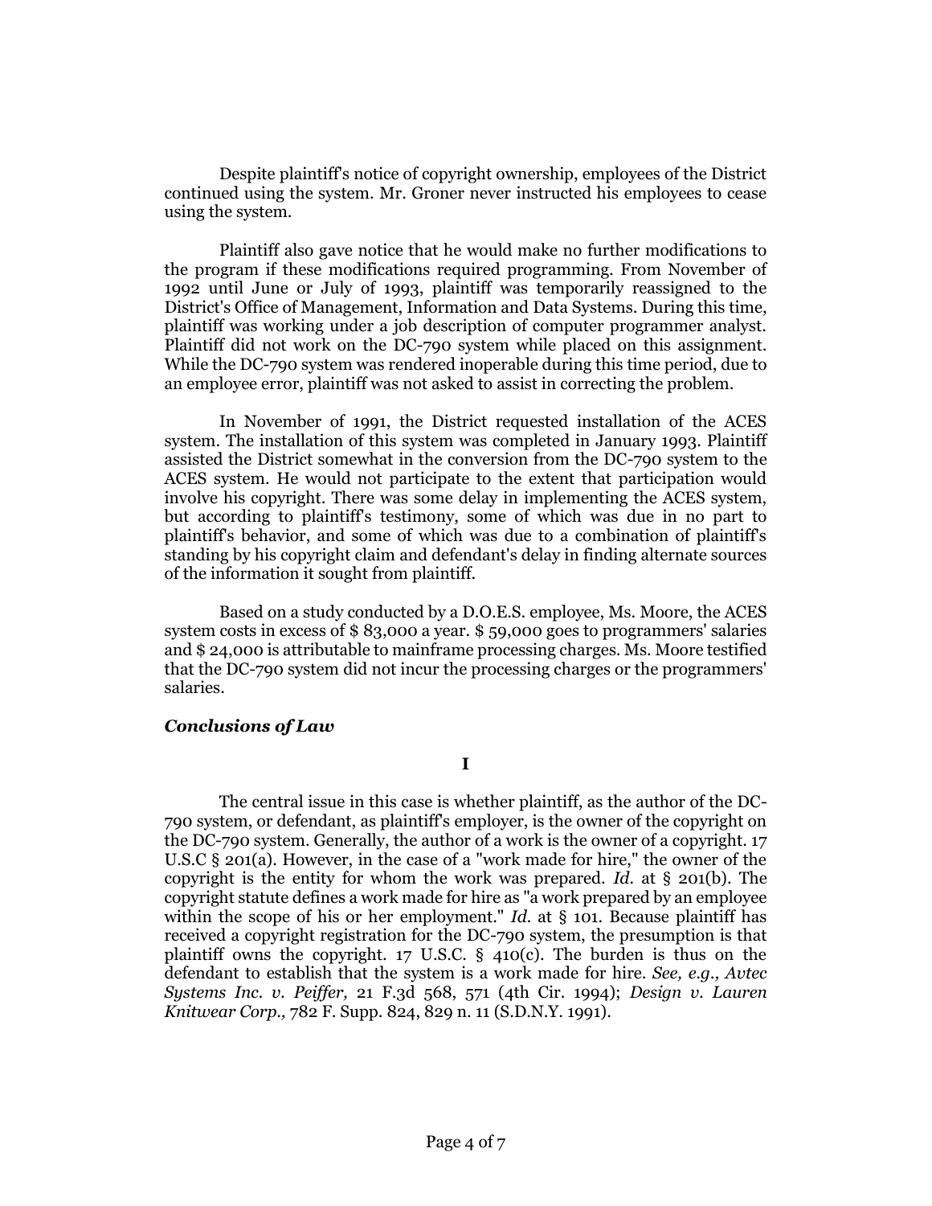Despite plaintiff's notice of copyright ownership, employees of the District continued using the system. Mr. Groner never instructed his employees to cease using the system.

Plaintiff also gave notice that he would make no further modifications to the program if these modifications required programming. From November of 1992 until June or July of 1993, plaintiff was temporarily reassigned to the District's Office of Management, Information and Data Systems. During this time, plaintiff was working under a job description of computer programmer analyst. Plaintiff did not work on the DC-790 system while placed on this assignment. While the DC-790 system was rendered inoperable during this time period, due to an employee error, plaintiff was not asked to assist in correcting the problem.

In November of 1991, the District requested installation of the ACES system. The installation of this system was completed in January 1993. Plaintiff assisted the District somewhat in the conversion from the DC-790 system to the ACES system. He would not participate to the extent that participation would involve his copyright. There was some delay in implementing the ACES system, but according to plaintiff's testimony, some of which was due in no part to plaintiff's behavior, and some of which was due to a combination of plaintiff's standing by his copyright claim and defendant's delay in finding alternate sources of the information it sought from plaintiff.

Based on a study conducted by a D.O.E.S. employee, Ms. Moore, the ACES system costs in excess of $ 83,000 a year. $ 59,000 goes to programmers' salaries and $ 24,000 is attributable to mainframe processing charges. Ms. Moore testified that the DC-790 system did not incur the processing charges or the programmers' salaries.

### *Conclusions of Law*

**I**

The central issue in this case is whether plaintiff, as the author of the DC-790 system, or defendant, as plaintiff's employer, is the owner of the copyright on the DC-790 system. Generally, the author of a work is the owner of a copyright. 17 U.S.C § 201(a). However, in the case of a "work made for hire," the owner of the copyright is the entity for whom the work was prepared. *Id.* at § 201(b). The copyright statute defines a work made for hire as "a work prepared by an employee within the scope of his or her employment." *Id.* at § 101. Because plaintiff has received a copyright registration for the DC-790 system, the presumption is that plaintiff owns the copyright. 17 U.S.C. § 410(c). The burden is thus on the defendant to establish that the system is a work made for hire. *See, e.g., Avtec Systems Inc. v. Peiffer,* 21 F.3d 568, 571 (4th Cir. 1994); *Design v. Lauren Knitwear Corp.,* 782 F. Supp. 824, 829 n. 11 (S.D.N.Y. 1991).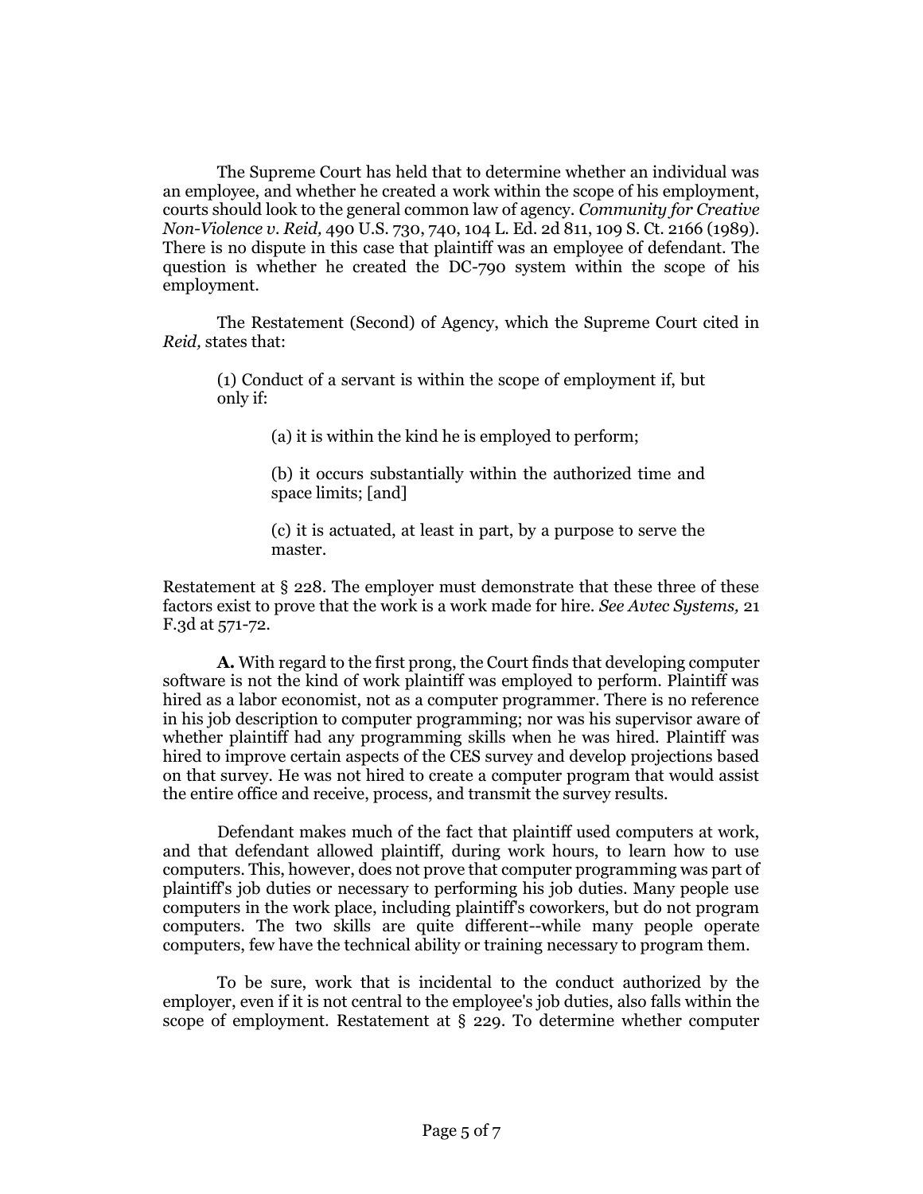The Supreme Court has held that to determine whether an individual was an employee, and whether he created a work within the scope of his employment, courts should look to the general common law of agency. *Community for Creative Non-Violence v. Reid,* 490 U.S. 730, 740, 104 L. Ed. 2d 811, 109 S. Ct. 2166 (1989). There is no dispute in this case that plaintiff was an employee of defendant. The question is whether he created the DC-790 system within the scope of his employment.

The Restatement (Second) of Agency, which the Supreme Court cited in *Reid,* states that:

> (1) Conduct of a servant is within the scope of employment if, but only if:
>
> > (a) it is within the kind he is employed to perform;
> >
> > (b) it occurs substantially within the authorized time and space limits; [and]
> >
> > (c) it is actuated, at least in part, by a purpose to serve the master.

Restatement at § 228. The employer must demonstrate that these three of these factors exist to prove that the work is a work made for hire. *See Avtec Systems,* 21 F.3d at 571-72.

**A.** With regard to the first prong, the Court finds that developing computer software is not the kind of work plaintiff was employed to perform. Plaintiff was hired as a labor economist, not as a computer programmer. There is no reference in his job description to computer programming; nor was his supervisor aware of whether plaintiff had any programming skills when he was hired. Plaintiff was hired to improve certain aspects of the CES survey and develop projections based on that survey. He was not hired to create a computer program that would assist the entire office and receive, process, and transmit the survey results.

Defendant makes much of the fact that plaintiff used computers at work, and that defendant allowed plaintiff, during work hours, to learn how to use computers. This, however, does not prove that computer programming was part of plaintiff's job duties or necessary to performing his job duties. Many people use computers in the work place, including plaintiff's coworkers, but do not program computers. The two skills are quite different--while many people operate computers, few have the technical ability or training necessary to program them.

To be sure, work that is incidental to the conduct authorized by the employer, even if it is not central to the employee's job duties, also falls within the scope of employment. Restatement at § 229. To determine whether computer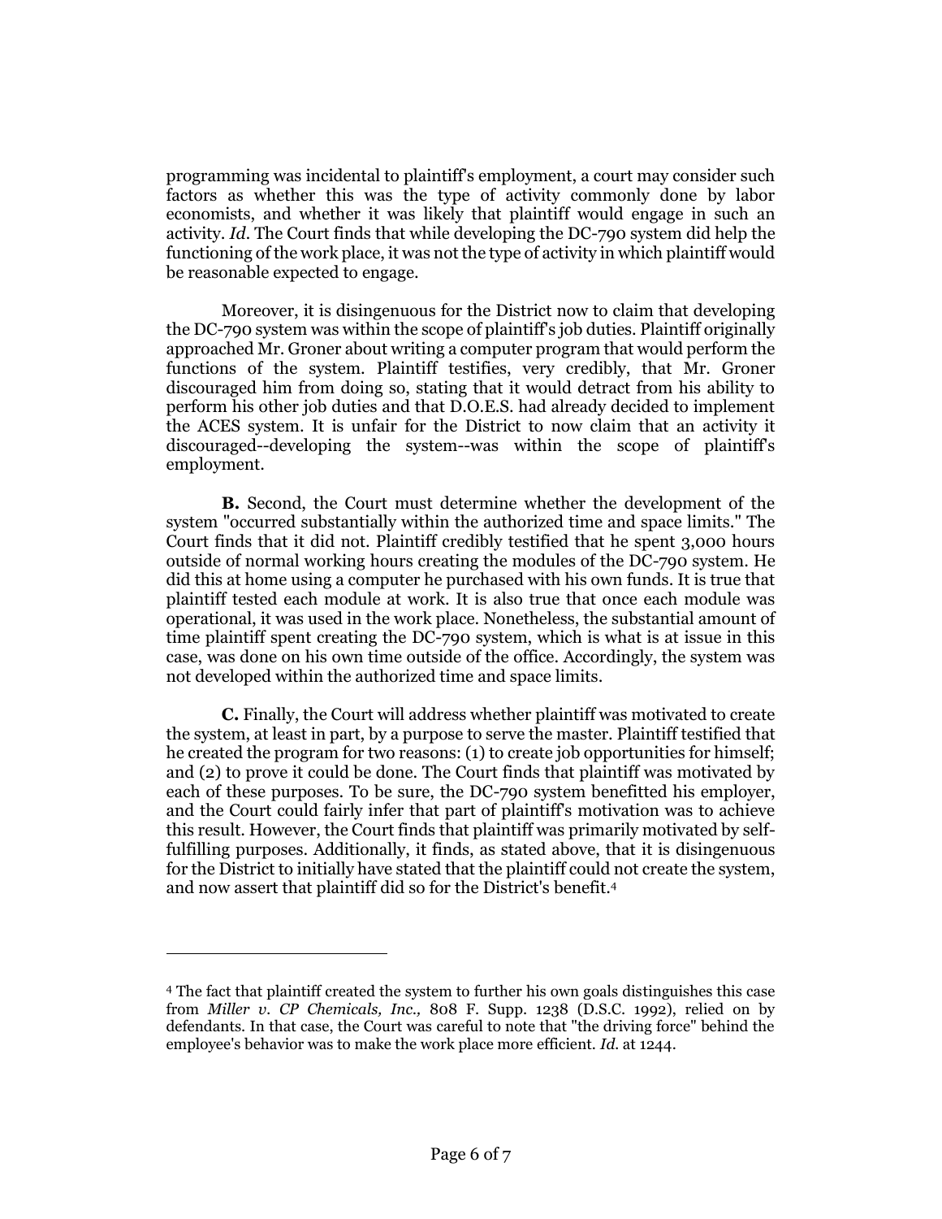programming was incidental to plaintiff's employment, a court may consider such factors as whether this was the type of activity commonly done by labor economists, and whether it was likely that plaintiff would engage in such an activity. *Id*. The Court finds that while developing the DC-790 system did help the functioning of the work place, it was not the type of activity in which plaintiff would be reasonable expected to engage.

Moreover, it is disingenuous for the District now to claim that developing the DC-790 system was within the scope of plaintiff's job duties. Plaintiff originally approached Mr. Groner about writing a computer program that would perform the functions of the system. Plaintiff testifies, very credibly, that Mr. Groner discouraged him from doing so, stating that it would detract from his ability to perform his other job duties and that D.O.E.S. had already decided to implement the ACES system. It is unfair for the District to now claim that an activity it discouraged--developing the system--was within the scope of plaintiff's employment.

**B.** Second, the Court must determine whether the development of the system "occurred substantially within the authorized time and space limits." The Court finds that it did not. Plaintiff credibly testified that he spent 3,000 hours outside of normal working hours creating the modules of the DC-790 system. He did this at home using a computer he purchased with his own funds. It is true that plaintiff tested each module at work. It is also true that once each module was operational, it was used in the work place. Nonetheless, the substantial amount of time plaintiff spent creating the DC-790 system, which is what is at issue in this case, was done on his own time outside of the office. Accordingly, the system was not developed within the authorized time and space limits.

**C.** Finally, the Court will address whether plaintiff was motivated to create the system, at least in part, by a purpose to serve the master. Plaintiff testified that he created the program for two reasons: (1) to create job opportunities for himself; and (2) to prove it could be done. The Court finds that plaintiff was motivated by each of these purposes. To be sure, the DC-790 system benefitted his employer, and the Court could fairly infer that part of plaintiff's motivation was to achieve this result. However, the Court finds that plaintiff was primarily motivated by self-fulfilling purposes. Additionally, it finds, as stated above, that it is disingenuous for the District to initially have stated that the plaintiff could not create the system, and now assert that plaintiff did so for the District's benefit.[4]

---

[4] The fact that plaintiff created the system to further his own goals distinguishes this case from *Miller v. CP Chemicals, Inc.,* 808 F. Supp. 1238 (D.S.C. 1992), relied on by defendants. In that case, the Court was careful to note that "the driving force" behind the employee's behavior was to make the work place more efficient. *Id.* at 1244.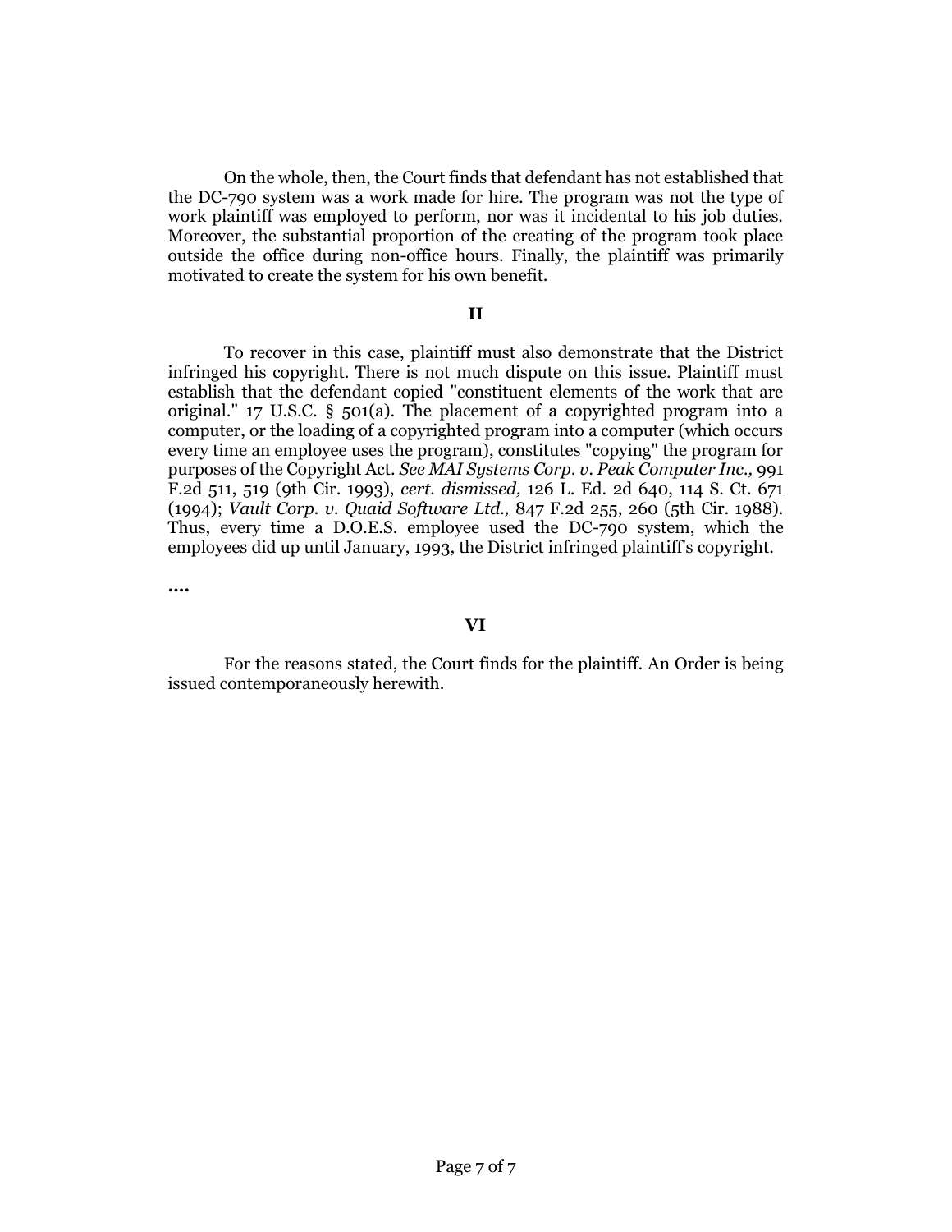On the whole, then, the Court finds that defendant has not established that the DC-790 system was a work made for hire. The program was not the type of work plaintiff was employed to perform, nor was it incidental to his job duties. Moreover, the substantial proportion of the creating of the program took place outside the office during non-office hours. Finally, the plaintiff was primarily motivated to create the system for his own benefit.

**II**

To recover in this case, plaintiff must also demonstrate that the District infringed his copyright. There is not much dispute on this issue. Plaintiff must establish that the defendant copied "constituent elements of the work that are original." 17 U.S.C. § 501(a). The placement of a copyrighted program into a computer, or the loading of a copyrighted program into a computer (which occurs every time an employee uses the program), constitutes "copying" the program for purposes of the Copyright Act. *See MAI Systems Corp. v. Peak Computer Inc.,* 991 F.2d 511, 519 (9th Cir. 1993), *cert. dismissed,* 126 L. Ed. 2d 640, 114 S. Ct. 671 (1994); *Vault Corp. v. Quaid Software Ltd.,* 847 F.2d 255, 260 (5th Cir. 1988). Thus, every time a D.O.E.S. employee used the DC-790 system, which the employees did up until January, 1993, the District infringed plaintiff's copyright.

**....**

**VI**

For the reasons stated, the Court finds for the plaintiff. An Order is being issued contemporaneously herewith.